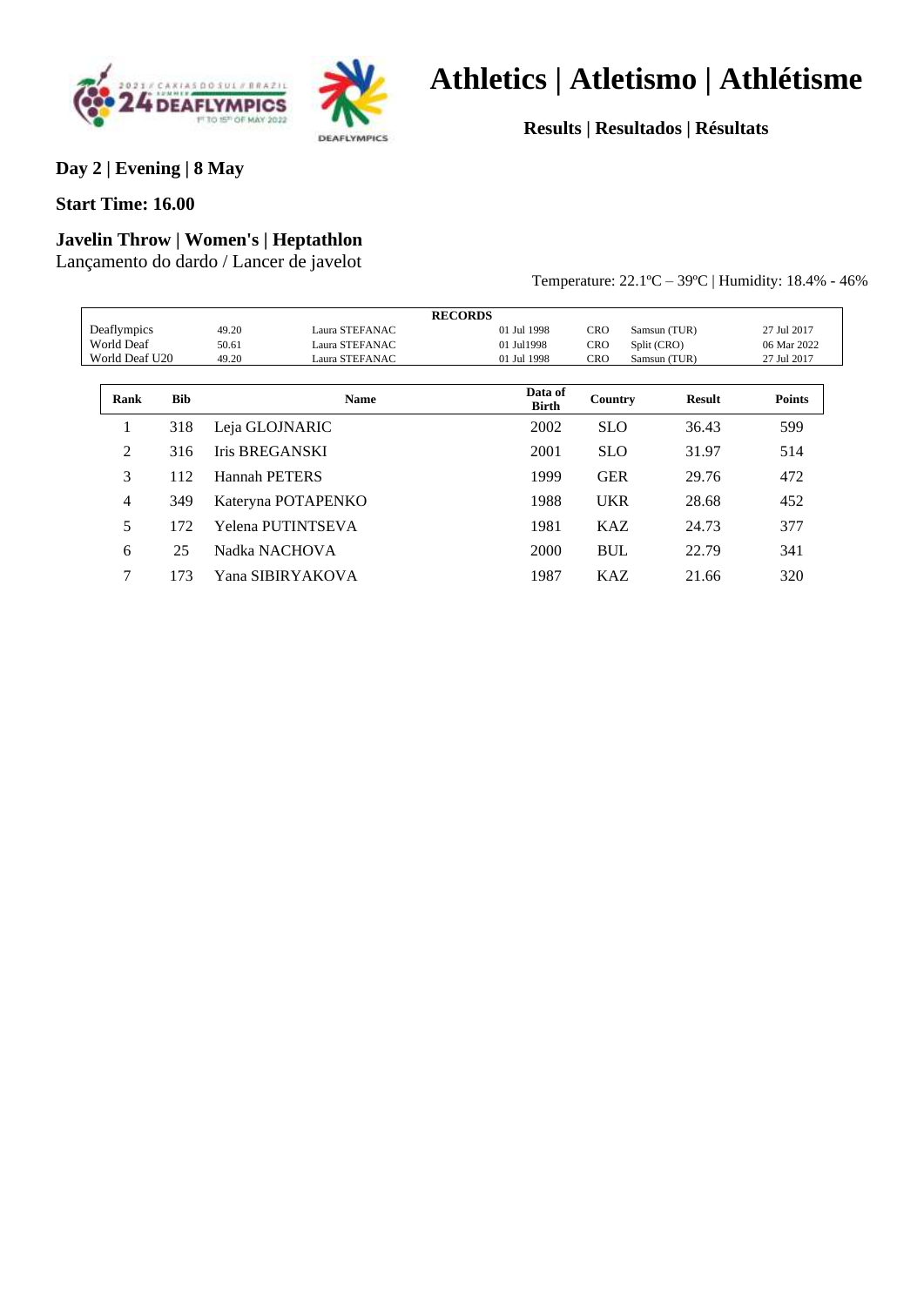# Athletics | Atletismo | Athlétisme

**Results | Resultados | Résultats**

**Day 2 | Evening | 8 May**

**Start Time: 16.00**

### Javelin Throw | Women's | Heptathlon

Lançamento do dardo / Lancer de javelot

Temperature: 22.1ºC – 39ºC | Humidity: 18.4% - 46%

| RECORDS | | | | | | |
|---|---|---|---|---|---|---|
| Deaflympics | 49.20 | Laura STEFANAC | 01 Jul 1998 | CRO | Samsun (TUR) | 27 Jul 2017 |
| World Deaf | 50.61 | Laura STEFANAC | 01 Jul1998 | CRO | Split (CRO) | 06 Mar 2022 |
| World Deaf U20 | 49.20 | Laura STEFANAC | 01 Jul 1998 | CRO | Samsun (TUR) | 27 Jul 2017 |

| Rank | Bib | Name | Data of Birth | Country | Result | Points |
|---|---|---|---|---|---|---|
| 1 | 318 | Leja GLOJNARIC | 2002 | SLO | 36.43 | 599 |
| 2 | 316 | Iris BREGANSKI | 2001 | SLO | 31.97 | 514 |
| 3 | 112 | Hannah PETERS | 1999 | GER | 29.76 | 472 |
| 4 | 349 | Kateryna POTAPENKO | 1988 | UKR | 28.68 | 452 |
| 5 | 172 | Yelena PUTINTSEVA | 1981 | KAZ | 24.73 | 377 |
| 6 | 25 | Nadka NACHOVA | 2000 | BUL | 22.79 | 341 |
| 7 | 173 | Yana SIBIRYAKOVA | 1987 | KAZ | 21.66 | 320 |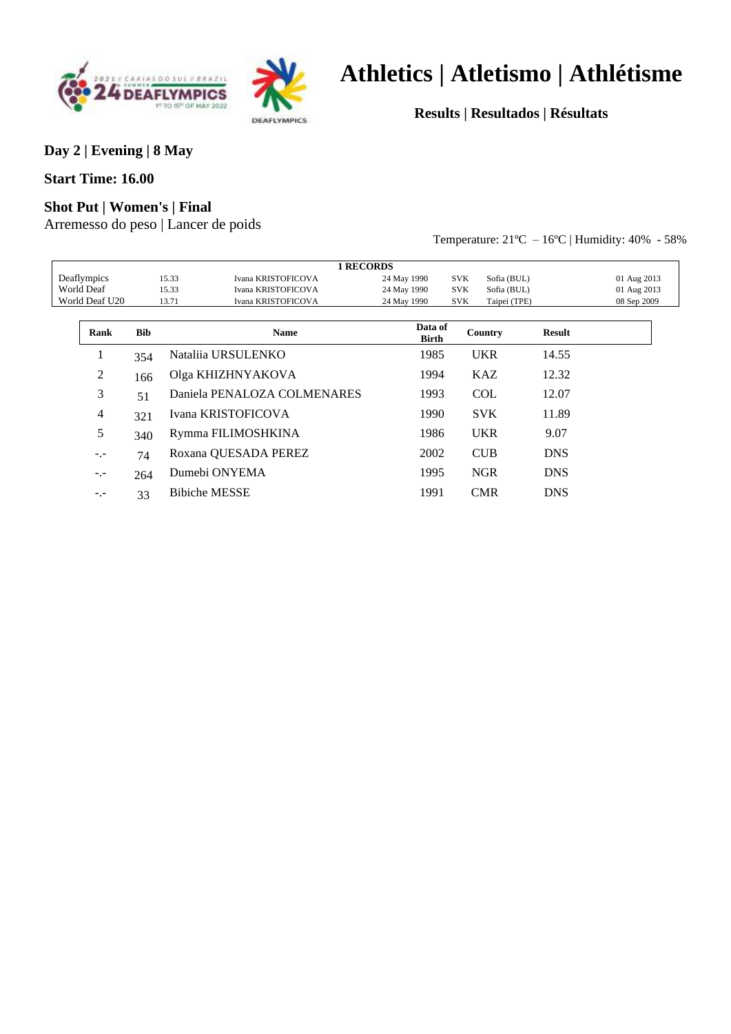# Athletics | Atletismo | Athlétisme

**Results | Resultados | Résultats**

**Day 2 | Evening | 8 May**

**Start Time: 16.00**

**Shot Put | Women's | Final**

Arremesso do peso | Lancer de poids

Temperature: 21ºC – 16ºC | Humidity: 40% - 58%

| 1 RECORDS | | | | | | |
|---|---|---|---|---|---|---|
| Deaflympics | 15.33 | Ivana KRISTOFICOVA | 24 May 1990 | SVK | Sofia (BUL) | 01 Aug 2013 |
| World Deaf | 15.33 | Ivana KRISTOFICOVA | 24 May 1990 | SVK | Sofia (BUL) | 01 Aug 2013 |
| World Deaf U20 | 13.71 | Ivana KRISTOFICOVA | 24 May 1990 | SVK | Taipei (TPE) | 08 Sep 2009 |

| Rank | Bib | Name | Data of Birth | Country | Result |
|---|---|---|---|---|---|
| 1 | 354 | Nataliia URSULENKO | 1985 | UKR | 14.55 |
| 2 | 166 | Olga KHIZHNYAKOVA | 1994 | KAZ | 12.32 |
| 3 | 51 | Daniela PENALOZA COLMENARES | 1993 | COL | 12.07 |
| 4 | 321 | Ivana KRISTOFICOVA | 1990 | SVK | 11.89 |
| 5 | 340 | Rymma FILIMOSHKINA | 1986 | UKR | 9.07 |
| -.- | 74 | Roxana QUESADA PEREZ | 2002 | CUB | DNS |
| -.- | 264 | Dumebi ONYEMA | 1995 | NGR | DNS |
| -.- | 33 | Bibiche MESSE | 1991 | CMR | DNS |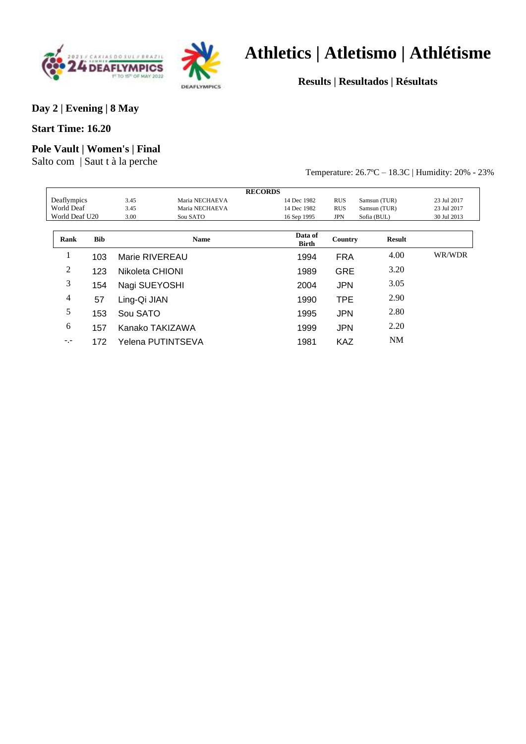# Athletics | Atletismo | Athlétisme

**Results | Resultados | Résultats**

**Day 2 | Evening | 8 May**

**Start Time: 16.20**

**Pole Vault | Women's | Final**

Salto com | Saut t à la perche

Temperature: 26.7ºC – 18.3C | Humidity: 20% - 23%

| RECORDS | | | | | | |
|---|---|---|---|---|---|---|
| Deaflympics | 3.45 | Maria NECHAEVA | 14 Dec 1982 | RUS | Samsun (TUR) | 23 Jul 2017 |
| World Deaf | 3.45 | Maria NECHAEVA | 14 Dec 1982 | RUS | Samsun (TUR) | 23 Jul 2017 |
| World Deaf U20 | 3.00 | Sou SATO | 16 Sep 1995 | JPN | Sofia (BUL) | 30 Jul 2013 |

| Rank | Bib | Name | Data of Birth | Country | Result | |
|---|---|---|---|---|---|---|
| 1 | 103 | Marie RIVEREAU | 1994 | FRA | 4.00 | WR/WDR |
| 2 | 123 | Nikoleta CHIONI | 1989 | GRE | 3.20 | |
| 3 | 154 | Nagi SUEYOSHI | 2004 | JPN | 3.05 | |
| 4 | 57 | Ling-Qi JIAN | 1990 | TPE | 2.90 | |
| 5 | 153 | Sou SATO | 1995 | JPN | 2.80 | |
| 6 | 157 | Kanako TAKIZAWA | 1999 | JPN | 2.20 | |
| -.- | 172 | Yelena PUTINTSEVA | 1981 | KAZ | NM | |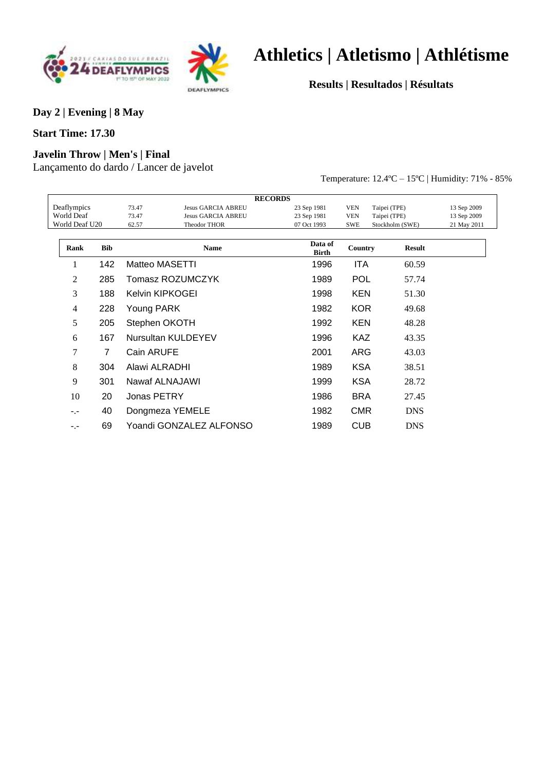# Athletics | Atletismo | Athlétisme

**Results | Resultados | Résultats**

**Day 2 | Evening | 8 May**

**Start Time: 17.30**

**Javelin Throw | Men's | Final**

Lançamento do dardo / Lancer de javelot

Temperature: 12.4ºC – 15ºC | Humidity: 71% - 85%

| RECORDS | | | | | | |
|---|---|---|---|---|---|---|
| Deaflympics | 73.47 | Jesus GARCIA ABREU | 23 Sep 1981 | VEN | Taipei (TPE) | 13 Sep 2009 |
| World Deaf | 73.47 | Jesus GARCIA ABREU | 23 Sep 1981 | VEN | Taipei (TPE) | 13 Sep 2009 |
| World Deaf U20 | 62.57 | Theodor THOR | 07 Oct 1993 | SWE | Stockholm (SWE) | 21 May 2011 |

| Rank | Bib | Name | Data of Birth | Country | Result |
|---|---|---|---|---|---|
| 1 | 142 | Matteo MASETTI | 1996 | ITA | 60.59 |
| 2 | 285 | Tomasz ROZUMCZYK | 1989 | POL | 57.74 |
| 3 | 188 | Kelvin KIPKOGEI | 1998 | KEN | 51.30 |
| 4 | 228 | Young PARK | 1982 | KOR | 49.68 |
| 5 | 205 | Stephen OKOTH | 1992 | KEN | 48.28 |
| 6 | 167 | Nursultan KULDEYEV | 1996 | KAZ | 43.35 |
| 7 | 7 | Cain ARUFE | 2001 | ARG | 43.03 |
| 8 | 304 | Alawi ALRADHI | 1989 | KSA | 38.51 |
| 9 | 301 | Nawaf ALNAJAWI | 1999 | KSA | 28.72 |
| 10 | 20 | Jonas PETRY | 1986 | BRA | 27.45 |
| -.- | 40 | Dongmeza YEMELE | 1982 | CMR | DNS |
| -.- | 69 | Yoandi GONZALEZ ALFONSO | 1989 | CUB | DNS |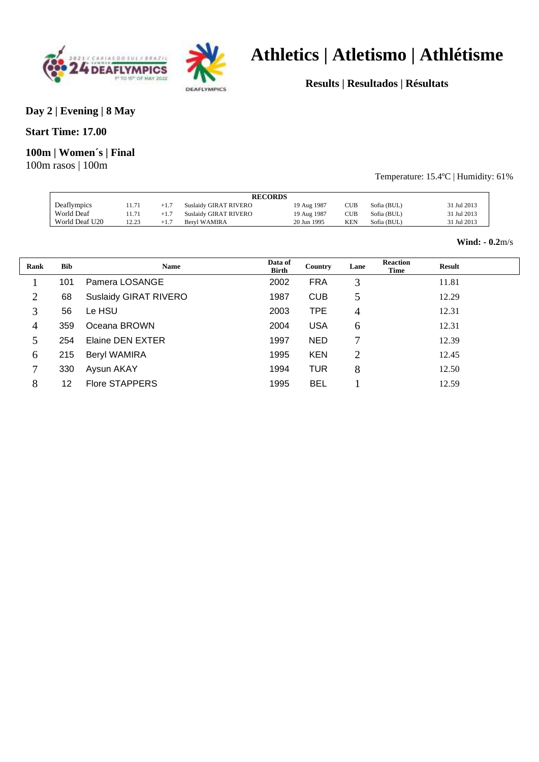# Athletics | Atletismo | Athlétisme

**Results | Resultados | Résultats**

**Day 2 | Evening | 8 May**

**Start Time: 17.00**

**100m | Women´s | Final**

100m rasos | 100m

Temperature: 15.4ºC | Humidity: 61%

| RECORDS | | | | | | | |
|---|---|---|---|---|---|---|---|
| Deaflympics | 11.71 | +1.7 | Suslaidy GIRAT RIVERO | 19 Aug 1987 | CUB | Sofia (BUL) | 31 Jul 2013 |
| World Deaf | 11.71 | +1.7 | Suslaidy GIRAT RIVERO | 19 Aug 1987 | CUB | Sofia (BUL) | 31 Jul 2013 |
| World Deaf U20 | 12.23 | +1.7 | Beryl WAMIRA | 20 Jun 1995 | KEN | Sofia (BUL) | 31 Jul 2013 |

**Wind: - 0.2**m/s

| Rank | Bib | Name | Data of Birth | Country | Lane | Reaction Time | Result |
|---|---|---|---|---|---|---|---|
| 1 | 101 | Pamera LOSANGE | 2002 | FRA | 3 | | 11.81 |
| 2 | 68 | Suslaidy GIRAT RIVERO | 1987 | CUB | 5 | | 12.29 |
| 3 | 56 | Le HSU | 2003 | TPE | 4 | | 12.31 |
| 4 | 359 | Oceana BROWN | 2004 | USA | 6 | | 12.31 |
| 5 | 254 | Elaine DEN EXTER | 1997 | NED | 7 | | 12.39 |
| 6 | 215 | Beryl WAMIRA | 1995 | KEN | 2 | | 12.45 |
| 7 | 330 | Aysun AKAY | 1994 | TUR | 8 | | 12.50 |
| 8 | 12 | Flore STAPPERS | 1995 | BEL | 1 | | 12.59 |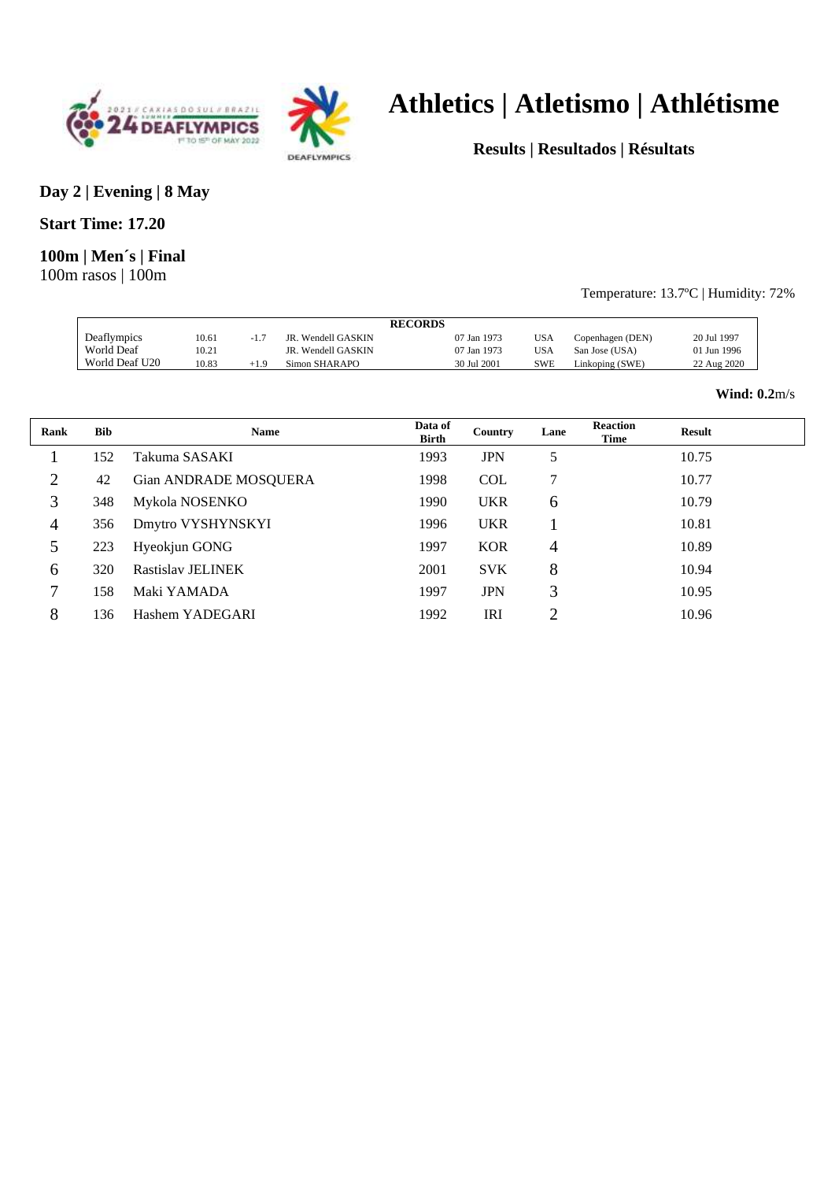# Athletics | Atletismo | Athlétisme

**Results | Resultados | Résultats**

**Day 2 | Evening | 8 May**

**Start Time: 17.20**

**100m | Men´s | Final**

100m rasos | 100m

Temperature: 13.7ºC | Humidity: 72%

| RECORDS | | | | | | | |
|---|---|---|---|---|---|---|---|
| Deaflympics | 10.61 | -1.7 | JR. Wendell GASKIN | 07 Jan 1973 | USA | Copenhagen (DEN) | 20 Jul 1997 |
| World Deaf | 10.21 | | JR. Wendell GASKIN | 07 Jan 1973 | USA | San Jose (USA) | 01 Jun 1996 |
| World Deaf U20 | 10.83 | +1.9 | Simon SHARAPO | 30 Jul 2001 | SWE | Linkoping (SWE) | 22 Aug 2020 |

**Wind: 0.2**m/s

| Rank | Bib | Name | Data of Birth | Country | Lane | Reaction Time | Result |
|---|---|---|---|---|---|---|---|
| 1 | 152 | Takuma SASAKI | 1993 | JPN | 5 | | 10.75 |
| 2 | 42 | Gian ANDRADE MOSQUERA | 1998 | COL | 7 | | 10.77 |
| 3 | 348 | Mykola NOSENKO | 1990 | UKR | 6 | | 10.79 |
| 4 | 356 | Dmytro VYSHYNSKYI | 1996 | UKR | 1 | | 10.81 |
| 5 | 223 | Hyeokjun GONG | 1997 | KOR | 4 | | 10.89 |
| 6 | 320 | Rastislav JELINEK | 2001 | SVK | 8 | | 10.94 |
| 7 | 158 | Maki YAMADA | 1997 | JPN | 3 | | 10.95 |
| 8 | 136 | Hashem YADEGARI | 1992 | IRI | 2 | | 10.96 |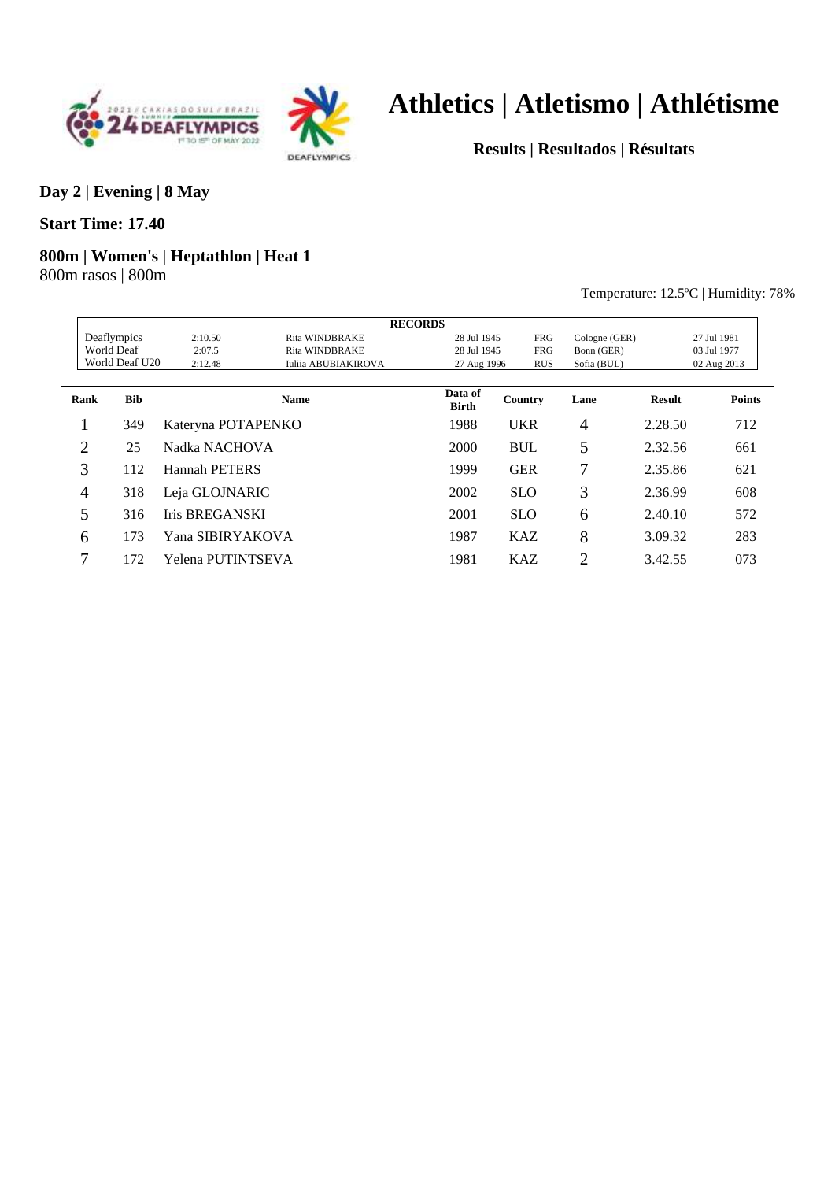# Athletics | Atletismo | Athlétisme

**Results | Resultados | Résultats**

**Day 2 | Evening | 8 May**

**Start Time: 17.40**

**800m | Women's | Heptathlon | Heat 1**
800m rasos | 800m

Temperature: 12.5ºC | Humidity: 78%

| RECORDS | | | | | | |
|---|---|---|---|---|---|---|
| Deaflympics | 2:10.50 | Rita WINDBRAKE | 28 Jul 1945 | FRG | Cologne (GER) | 27 Jul 1981 |
| World Deaf | 2:07.5 | Rita WINDBRAKE | 28 Jul 1945 | FRG | Bonn (GER) | 03 Jul 1977 |
| World Deaf U20 | 2:12.48 | Iuliia ABUBIAKIROVA | 27 Aug 1996 | RUS | Sofia (BUL) | 02 Aug 2013 |

| Rank | Bib | Name | Data of Birth | Country | Lane | Result | Points |
|---|---|---|---|---|---|---|---|
| 1 | 349 | Kateryna POTAPENKO | 1988 | UKR | 4 | 2.28.50 | 712 |
| 2 | 25 | Nadka NACHOVA | 2000 | BUL | 5 | 2.32.56 | 661 |
| 3 | 112 | Hannah PETERS | 1999 | GER | 7 | 2.35.86 | 621 |
| 4 | 318 | Leja GLOJNARIC | 2002 | SLO | 3 | 2.36.99 | 608 |
| 5 | 316 | Iris BREGANSKI | 2001 | SLO | 6 | 2.40.10 | 572 |
| 6 | 173 | Yana SIBIRYAKOVA | 1987 | KAZ | 8 | 3.09.32 | 283 |
| 7 | 172 | Yelena PUTINTSEVA | 1981 | KAZ | 2 | 3.42.55 | 073 |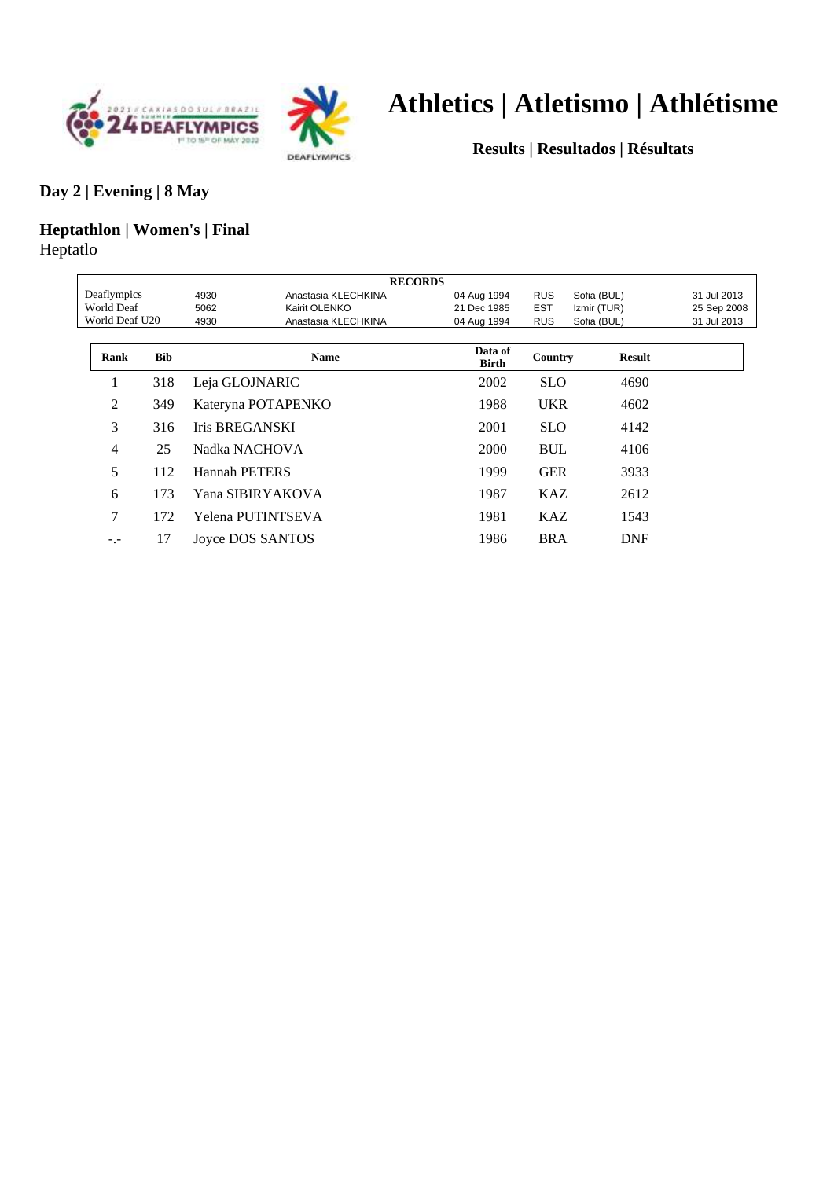# Athletics | Atletismo | Athlétisme

**Results | Resultados | Résultats**

## Day 2 | Evening | 8 May

## Heptathlon | Women's | Final

Heptatlo

| RECORDS | | | | | | |
|---|---|---|---|---|---|---|
| Deaflympics | 4930 | Anastasia KLECHKINA | 04 Aug 1994 | RUS | Sofia (BUL) | 31 Jul 2013 |
| World Deaf | 5062 | Kairit OLENKO | 21 Dec 1985 | EST | Izmir (TUR) | 25 Sep 2008 |
| World Deaf U20 | 4930 | Anastasia KLECHKINA | 04 Aug 1994 | RUS | Sofia (BUL) | 31 Jul 2013 |

| Rank | Bib | Name | Data of Birth | Country | Result |
|---|---|---|---|---|---|
| 1 | 318 | Leja GLOJNARIC | 2002 | SLO | 4690 |
| 2 | 349 | Kateryna POTAPENKO | 1988 | UKR | 4602 |
| 3 | 316 | Iris BREGANSKI | 2001 | SLO | 4142 |
| 4 | 25 | Nadka NACHOVA | 2000 | BUL | 4106 |
| 5 | 112 | Hannah PETERS | 1999 | GER | 3933 |
| 6 | 173 | Yana SIBIRYAKOVA | 1987 | KAZ | 2612 |
| 7 | 172 | Yelena PUTINTSEVA | 1981 | KAZ | 1543 |
| -.- | 17 | Joyce DOS SANTOS | 1986 | BRA | DNF |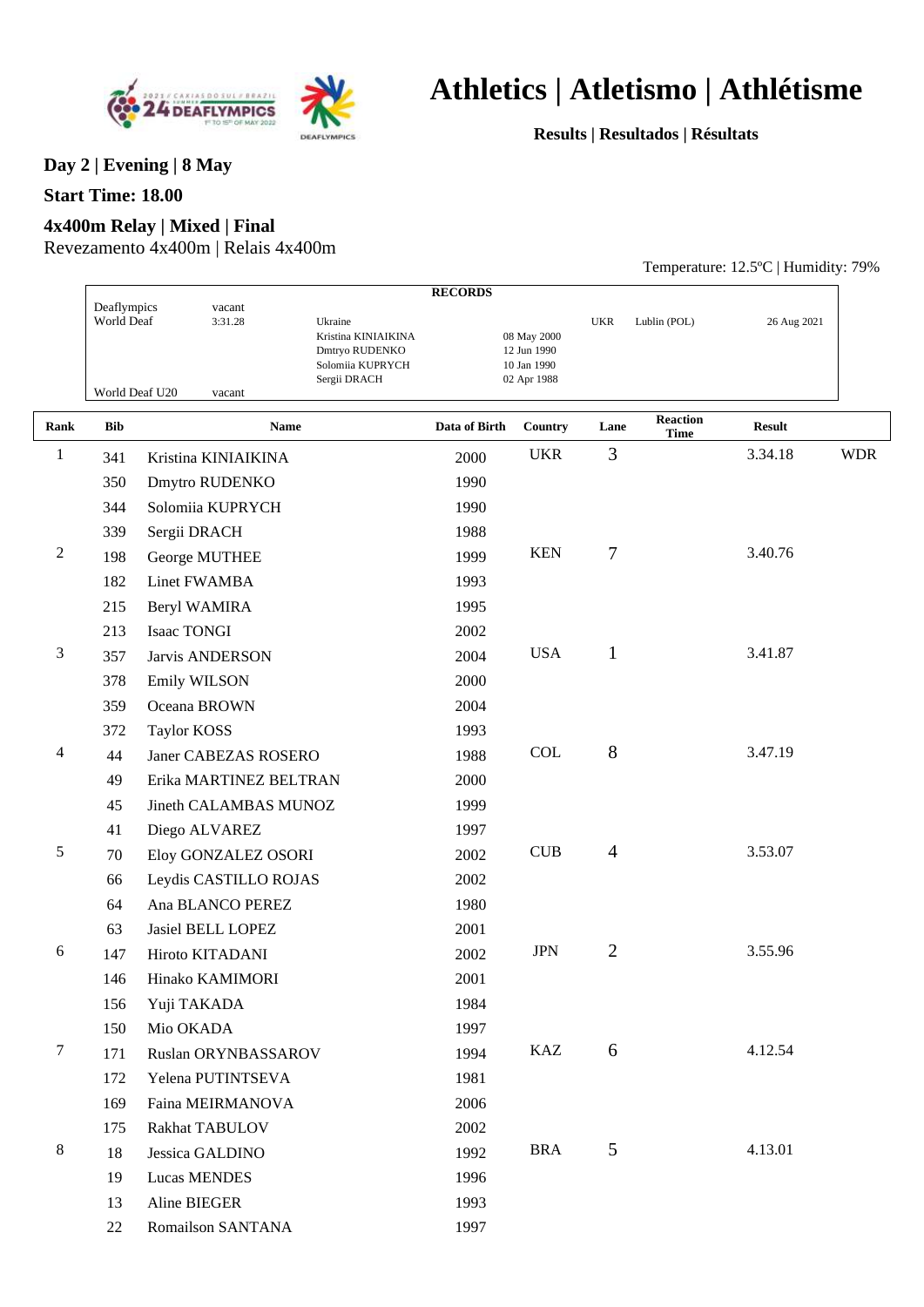# Athletics | Atletismo | Athlétisme

**Results | Resultados | Résultats**

**Day 2 | Evening | 8 May**

**Start Time: 18.00**

**4x400m Relay | Mixed | Final**

Revezamento 4x400m | Relais 4x400m

Temperature: 12.5ºC | Humidity: 79%

| RECORDS | | | | | | |
|---|---|---|---|---|---|---|
| Deaflympics | vacant | | | | | |
| World Deaf | 3:31.28 | Ukraine | | UKR | Lublin (POL) | 26 Aug 2021 |
| | | Kristina KINIAIKINA | 08 May 2000 | | | |
| | | Dmtryo RUDENKO | 12 Jun 1990 | | | |
| | | Solomiia KUPRYCH | 10 Jan 1990 | | | |
| | | Sergii DRACH | 02 Apr 1988 | | | |
| World Deaf U20 | vacant | | | | | |

| Rank | Bib | Name | Data of Birth | Country | Lane | Reaction Time | Result | |
|---|---|---|---|---|---|---|---|---|
| 1 | 341 | Kristina KINIAIKINA | 2000 | UKR | 3 | | 3.34.18 | WDR |
| | 350 | Dmytro RUDENKO | 1990 | | | | | |
| | 344 | Solomiia KUPRYCH | 1990 | | | | | |
| | 339 | Sergii DRACH | 1988 | | | | | |
| 2 | 198 | George MUTHEE | 1999 | KEN | 7 | | 3.40.76 | |
| | 182 | Linet FWAMBA | 1993 | | | | | |
| | 215 | Beryl WAMIRA | 1995 | | | | | |
| | 213 | Isaac TONGI | 2002 | | | | | |
| 3 | 357 | Jarvis ANDERSON | 2004 | USA | 1 | | 3.41.87 | |
| | 378 | Emily WILSON | 2000 | | | | | |
| | 359 | Oceana BROWN | 2004 | | | | | |
| | 372 | Taylor KOSS | 1993 | | | | | |
| 4 | 44 | Janer CABEZAS ROSERO | 1988 | COL | 8 | | 3.47.19 | |
| | 49 | Erika MARTINEZ BELTRAN | 2000 | | | | | |
| | 45 | Jineth CALAMBAS MUNOZ | 1999 | | | | | |
| | 41 | Diego ALVAREZ | 1997 | | | | | |
| 5 | 70 | Eloy GONZALEZ OSORI | 2002 | CUB | 4 | | 3.53.07 | |
| | 66 | Leydis CASTILLO ROJAS | 2002 | | | | | |
| | 64 | Ana BLANCO PEREZ | 1980 | | | | | |
| | 63 | Jasiel BELL LOPEZ | 2001 | | | | | |
| 6 | 147 | Hiroto KITADANI | 2002 | JPN | 2 | | 3.55.96 | |
| | 146 | Hinako KAMIMORI | 2001 | | | | | |
| | 156 | Yuji TAKADA | 1984 | | | | | |
| | 150 | Mio OKADA | 1997 | | | | | |
| 7 | 171 | Ruslan ORYNBASSAROV | 1994 | KAZ | 6 | | 4.12.54 | |
| | 172 | Yelena PUTINTSEVA | 1981 | | | | | |
| | 169 | Faina MEIRMANOVA | 2006 | | | | | |
| | 175 | Rakhat TABULOV | 2002 | | | | | |
| 8 | 18 | Jessica GALDINO | 1992 | BRA | 5 | | 4.13.01 | |
| | 19 | Lucas MENDES | 1996 | | | | | |
| | 13 | Aline BIEGER | 1993 | | | | | |
| | 22 | Romailson SANTANA | 1997 | | | | | |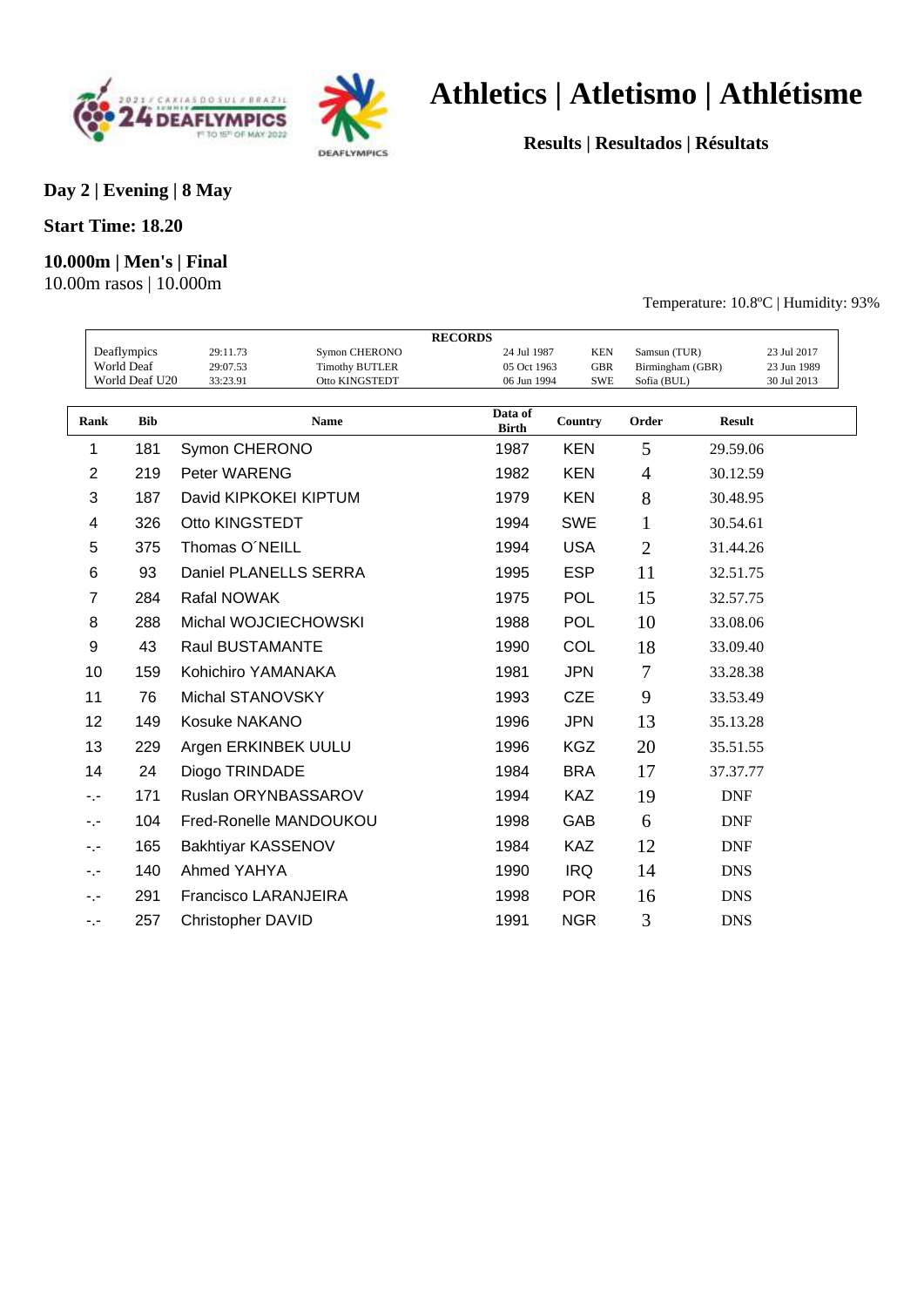# Athletics | Atletismo | Athlétisme

**Results | Resultados | Résultats**

**Day 2 | Evening | 8 May**

**Start Time: 18.20**

**10.000m | Men's | Final**

10.00m rasos | 10.000m

Temperature: 10.8ºC | Humidity: 93%

| RECORDS | | | | | | |
|---|---|---|---|---|---|---|
| Deaflympics | 29:11.73 | Symon CHERONO | 24 Jul 1987 | KEN | Samsun (TUR) | 23 Jul 2017 |
| World Deaf | 29:07.53 | Timothy BUTLER | 05 Oct 1963 | GBR | Birmingham (GBR) | 23 Jun 1989 |
| World Deaf U20 | 33:23.91 | Otto KINGSTEDT | 06 Jun 1994 | SWE | Sofia (BUL) | 30 Jul 2013 |

| Rank | Bib | Name | Data of Birth | Country | Order | Result |
|---|---|---|---|---|---|---|
| 1 | 181 | Symon CHERONO | 1987 | KEN | 5 | 29.59.06 |
| 2 | 219 | Peter WARENG | 1982 | KEN | 4 | 30.12.59 |
| 3 | 187 | David KIPKOKEI KIPTUM | 1979 | KEN | 8 | 30.48.95 |
| 4 | 326 | Otto KINGSTEDT | 1994 | SWE | 1 | 30.54.61 |
| 5 | 375 | Thomas O´NEILL | 1994 | USA | 2 | 31.44.26 |
| 6 | 93 | Daniel PLANELLS SERRA | 1995 | ESP | 11 | 32.51.75 |
| 7 | 284 | Rafal NOWAK | 1975 | POL | 15 | 32.57.75 |
| 8 | 288 | Michal WOJCIECHOWSKI | 1988 | POL | 10 | 33.08.06 |
| 9 | 43 | Raul BUSTAMANTE | 1990 | COL | 18 | 33.09.40 |
| 10 | 159 | Kohichiro YAMANAKA | 1981 | JPN | 7 | 33.28.38 |
| 11 | 76 | Michal STANOVSKY | 1993 | CZE | 9 | 33.53.49 |
| 12 | 149 | Kosuke NAKANO | 1996 | JPN | 13 | 35.13.28 |
| 13 | 229 | Argen ERKINBEK UULU | 1996 | KGZ | 20 | 35.51.55 |
| 14 | 24 | Diogo TRINDADE | 1984 | BRA | 17 | 37.37.77 |
| -.- | 171 | Ruslan ORYNBASSAROV | 1994 | KAZ | 19 | DNF |
| -.- | 104 | Fred-Ronelle MANDOUKOU | 1998 | GAB | 6 | DNF |
| -.- | 165 | Bakhtiyar KASSENOV | 1984 | KAZ | 12 | DNF |
| -.- | 140 | Ahmed YAHYA | 1990 | IRQ | 14 | DNS |
| -.- | 291 | Francisco LARANJEIRA | 1998 | POR | 16 | DNS |
| -.- | 257 | Christopher DAVID | 1991 | NGR | 3 | DNS |